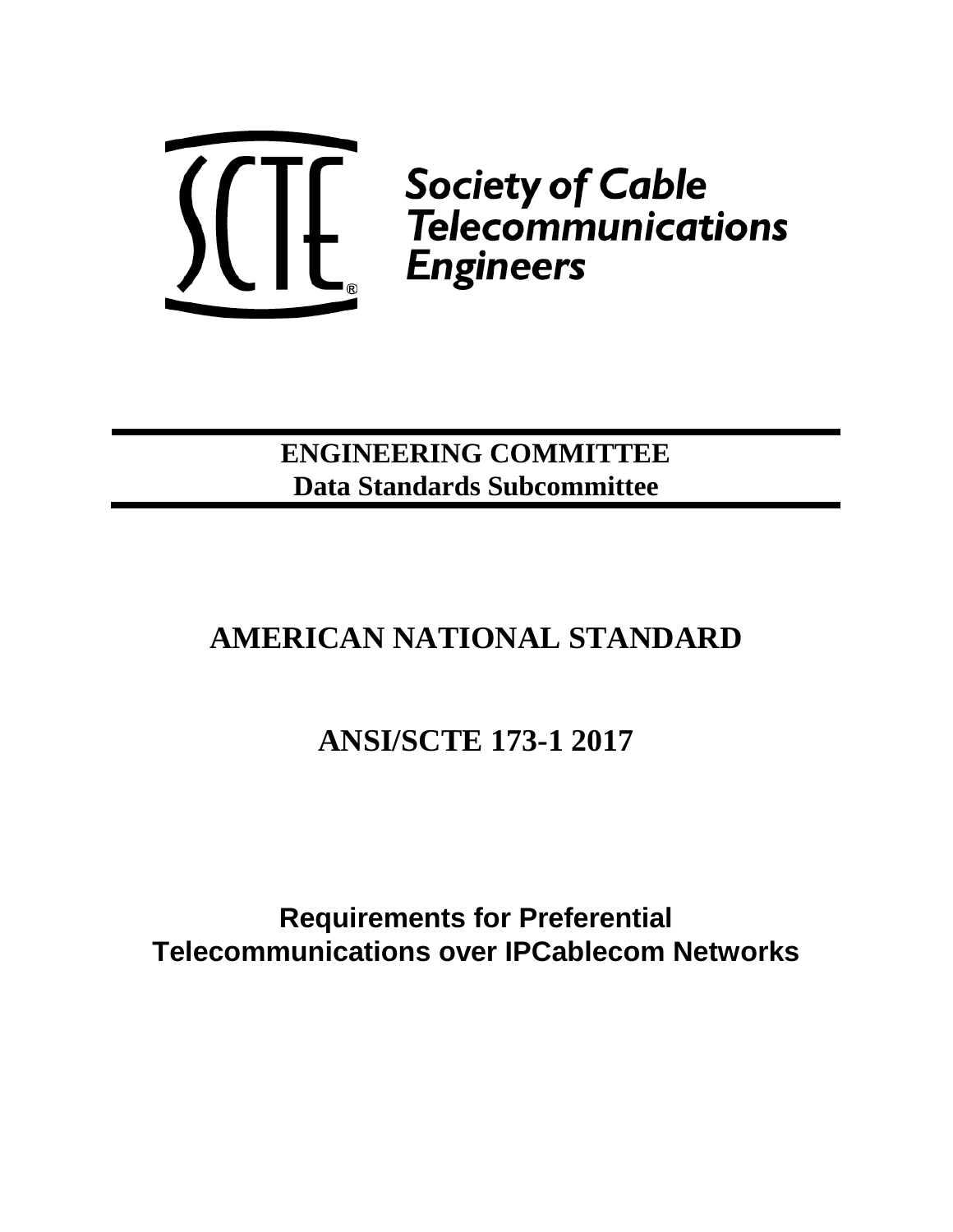Society of Cable Telecommunications Engineers

**ENGINEERING COMMITTEE**
**Data Standards Subcommittee**

# AMERICAN NATIONAL STANDARD

# ANSI/SCTE 173-1 2017

## Requirements for Preferential Telecommunications over IPCablecom Networks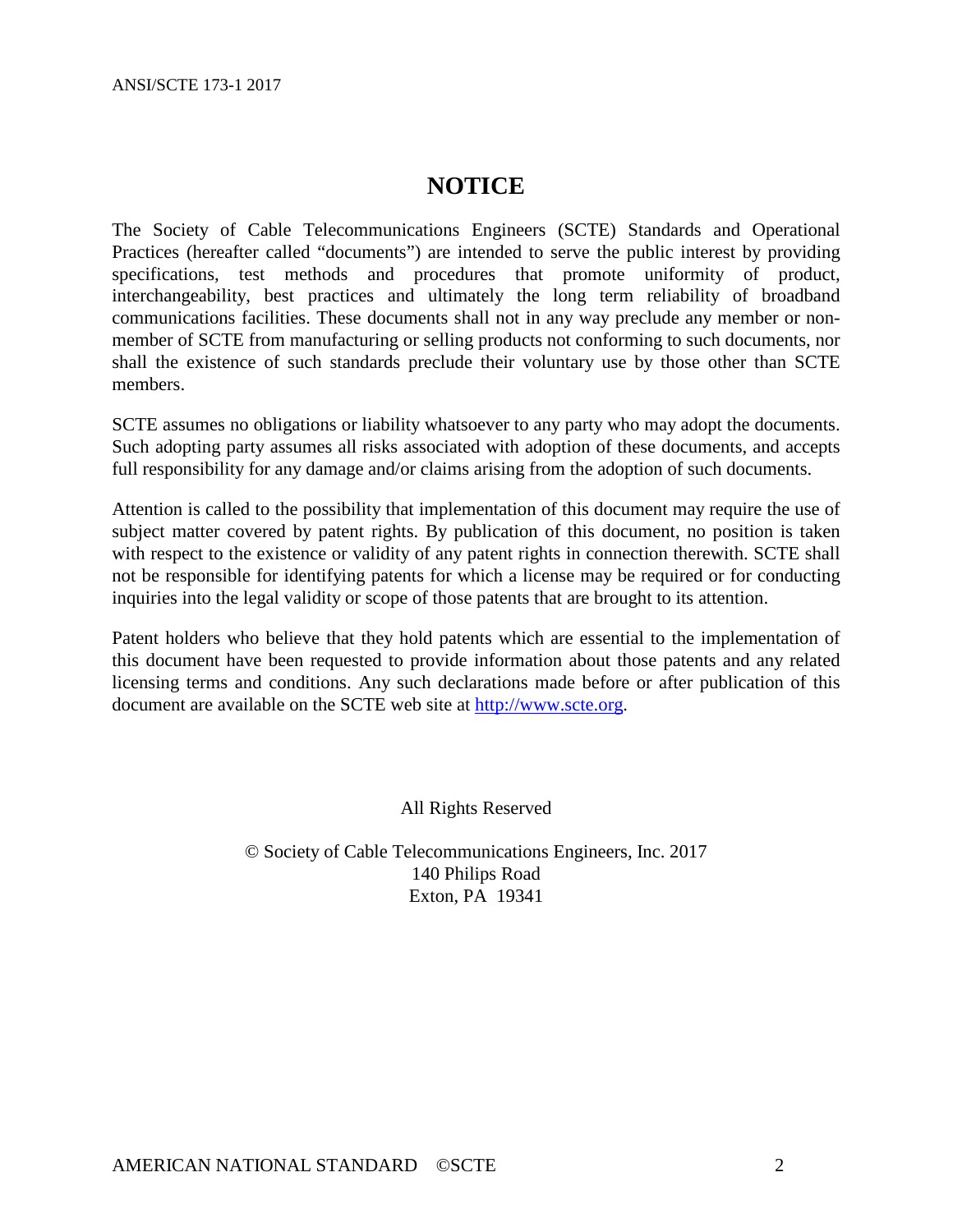# NOTICE

The Society of Cable Telecommunications Engineers (SCTE) Standards and Operational Practices (hereafter called "documents") are intended to serve the public interest by providing specifications, test methods and procedures that promote uniformity of product, interchangeability, best practices and ultimately the long term reliability of broadband communications facilities. These documents shall not in any way preclude any member or non-member of SCTE from manufacturing or selling products not conforming to such documents, nor shall the existence of such standards preclude their voluntary use by those other than SCTE members.

SCTE assumes no obligations or liability whatsoever to any party who may adopt the documents. Such adopting party assumes all risks associated with adoption of these documents, and accepts full responsibility for any damage and/or claims arising from the adoption of such documents.

Attention is called to the possibility that implementation of this document may require the use of subject matter covered by patent rights. By publication of this document, no position is taken with respect to the existence or validity of any patent rights in connection therewith. SCTE shall not be responsible for identifying patents for which a license may be required or for conducting inquiries into the legal validity or scope of those patents that are brought to its attention.

Patent holders who believe that they hold patents which are essential to the implementation of this document have been requested to provide information about those patents and any related licensing terms and conditions. Any such declarations made before or after publication of this document are available on the SCTE web site at http://www.scte.org.

All Rights Reserved

© Society of Cable Telecommunications Engineers, Inc. 2017
140 Philips Road
Exton, PA 19341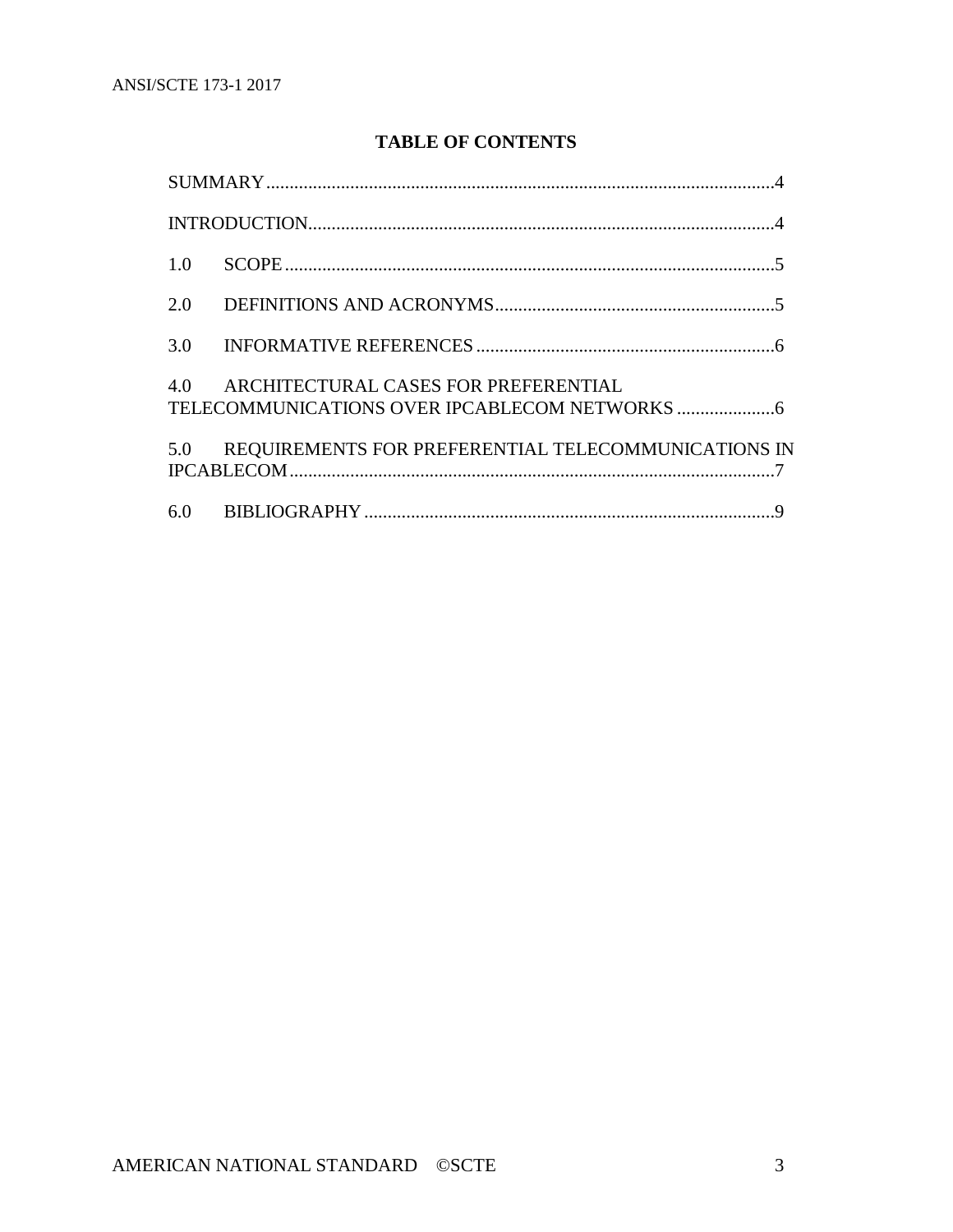## TABLE OF CONTENTS

SUMMARY ........................................................................................................4

INTRODUCTION.............................................................................................4

1.0 SCOPE ........................................................................................................5

2.0 DEFINITIONS AND ACRONYMS...........................................................5

3.0 INFORMATIVE REFERENCES ..............................................................6

4.0 ARCHITECTURAL CASES FOR PREFERENTIAL TELECOMMUNICATIONS OVER IPCABLECOM NETWORKS ....................6

5.0 REQUIREMENTS FOR PREFERENTIAL TELECOMMUNICATIONS IN IPCABLECOM.................................................................................................7

6.0 BIBLIOGRAPHY .......................................................................................9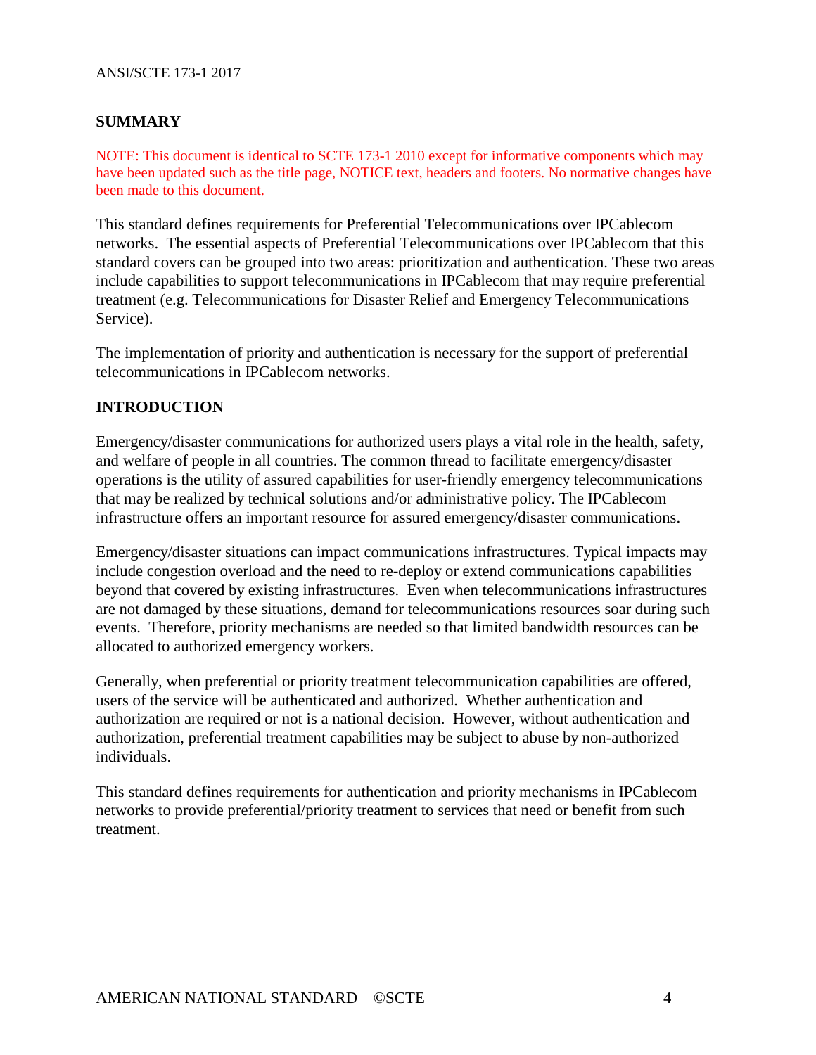## SUMMARY

NOTE: This document is identical to SCTE 173-1 2010 except for informative components which may have been updated such as the title page, NOTICE text, headers and footers. No normative changes have been made to this document.

This standard defines requirements for Preferential Telecommunications over IPCablecom networks. The essential aspects of Preferential Telecommunications over IPCablecom that this standard covers can be grouped into two areas: prioritization and authentication. These two areas include capabilities to support telecommunications in IPCablecom that may require preferential treatment (e.g. Telecommunications for Disaster Relief and Emergency Telecommunications Service).

The implementation of priority and authentication is necessary for the support of preferential telecommunications in IPCablecom networks.

## INTRODUCTION

Emergency/disaster communications for authorized users plays a vital role in the health, safety, and welfare of people in all countries. The common thread to facilitate emergency/disaster operations is the utility of assured capabilities for user-friendly emergency telecommunications that may be realized by technical solutions and/or administrative policy. The IPCablecom infrastructure offers an important resource for assured emergency/disaster communications.

Emergency/disaster situations can impact communications infrastructures. Typical impacts may include congestion overload and the need to re-deploy or extend communications capabilities beyond that covered by existing infrastructures. Even when telecommunications infrastructures are not damaged by these situations, demand for telecommunications resources soar during such events. Therefore, priority mechanisms are needed so that limited bandwidth resources can be allocated to authorized emergency workers.

Generally, when preferential or priority treatment telecommunication capabilities are offered, users of the service will be authenticated and authorized. Whether authentication and authorization are required or not is a national decision. However, without authentication and authorization, preferential treatment capabilities may be subject to abuse by non-authorized individuals.

This standard defines requirements for authentication and priority mechanisms in IPCablecom networks to provide preferential/priority treatment to services that need or benefit from such treatment.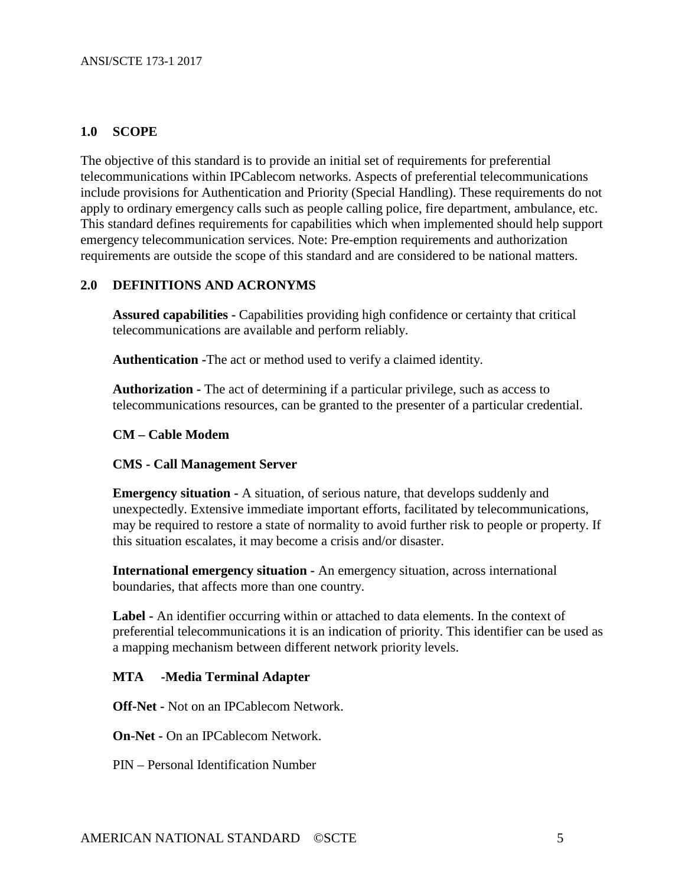## 1.0 SCOPE

The objective of this standard is to provide an initial set of requirements for preferential telecommunications within IPCablecom networks. Aspects of preferential telecommunications include provisions for Authentication and Priority (Special Handling). These requirements do not apply to ordinary emergency calls such as people calling police, fire department, ambulance, etc. This standard defines requirements for capabilities which when implemented should help support emergency telecommunication services. Note: Pre-emption requirements and authorization requirements are outside the scope of this standard and are considered to be national matters.

## 2.0 DEFINITIONS AND ACRONYMS

**Assured capabilities -** Capabilities providing high confidence or certainty that critical telecommunications are available and perform reliably.

**Authentication -**The act or method used to verify a claimed identity.

**Authorization -** The act of determining if a particular privilege, such as access to telecommunications resources, can be granted to the presenter of a particular credential.

**CM – Cable Modem**

**CMS - Call Management Server**

**Emergency situation -** A situation, of serious nature, that develops suddenly and unexpectedly. Extensive immediate important efforts, facilitated by telecommunications, may be required to restore a state of normality to avoid further risk to people or property. If this situation escalates, it may become a crisis and/or disaster.

**International emergency situation -** An emergency situation, across international boundaries, that affects more than one country.

**Label -** An identifier occurring within or attached to data elements. In the context of preferential telecommunications it is an indication of priority. This identifier can be used as a mapping mechanism between different network priority levels.

**MTA -Media Terminal Adapter**

**Off-Net -** Not on an IPCablecom Network.

**On-Net -** On an IPCablecom Network.

PIN – Personal Identification Number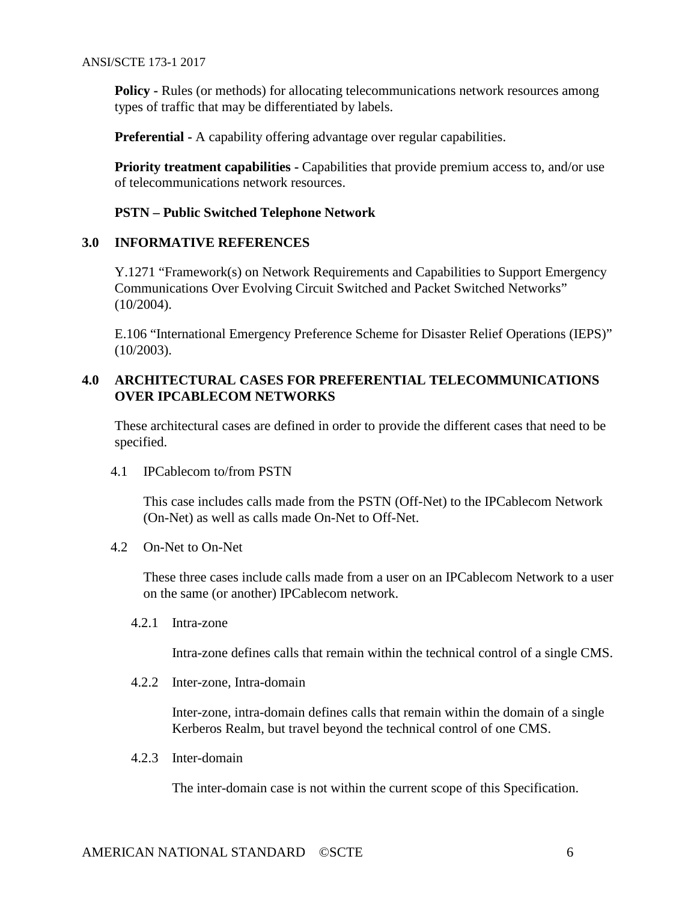**Policy -** Rules (or methods) for allocating telecommunications network resources among types of traffic that may be differentiated by labels.

**Preferential -** A capability offering advantage over regular capabilities.

**Priority treatment capabilities -** Capabilities that provide premium access to, and/or use of telecommunications network resources.

**PSTN – Public Switched Telephone Network**

## 3.0 INFORMATIVE REFERENCES

Y.1271 "Framework(s) on Network Requirements and Capabilities to Support Emergency Communications Over Evolving Circuit Switched and Packet Switched Networks" (10/2004).

E.106 "International Emergency Preference Scheme for Disaster Relief Operations (IEPS)" (10/2003).

## 4.0 ARCHITECTURAL CASES FOR PREFERENTIAL TELECOMMUNICATIONS OVER IPCABLECOM NETWORKS

These architectural cases are defined in order to provide the different cases that need to be specified.

### 4.1 IPCablecom to/from PSTN

This case includes calls made from the PSTN (Off-Net) to the IPCablecom Network (On-Net) as well as calls made On-Net to Off-Net.

### 4.2 On-Net to On-Net

These three cases include calls made from a user on an IPCablecom Network to a user on the same (or another) IPCablecom network.

#### 4.2.1 Intra-zone

Intra-zone defines calls that remain within the technical control of a single CMS.

#### 4.2.2 Inter-zone, Intra-domain

Inter-zone, intra-domain defines calls that remain within the domain of a single Kerberos Realm, but travel beyond the technical control of one CMS.

#### 4.2.3 Inter-domain

The inter-domain case is not within the current scope of this Specification.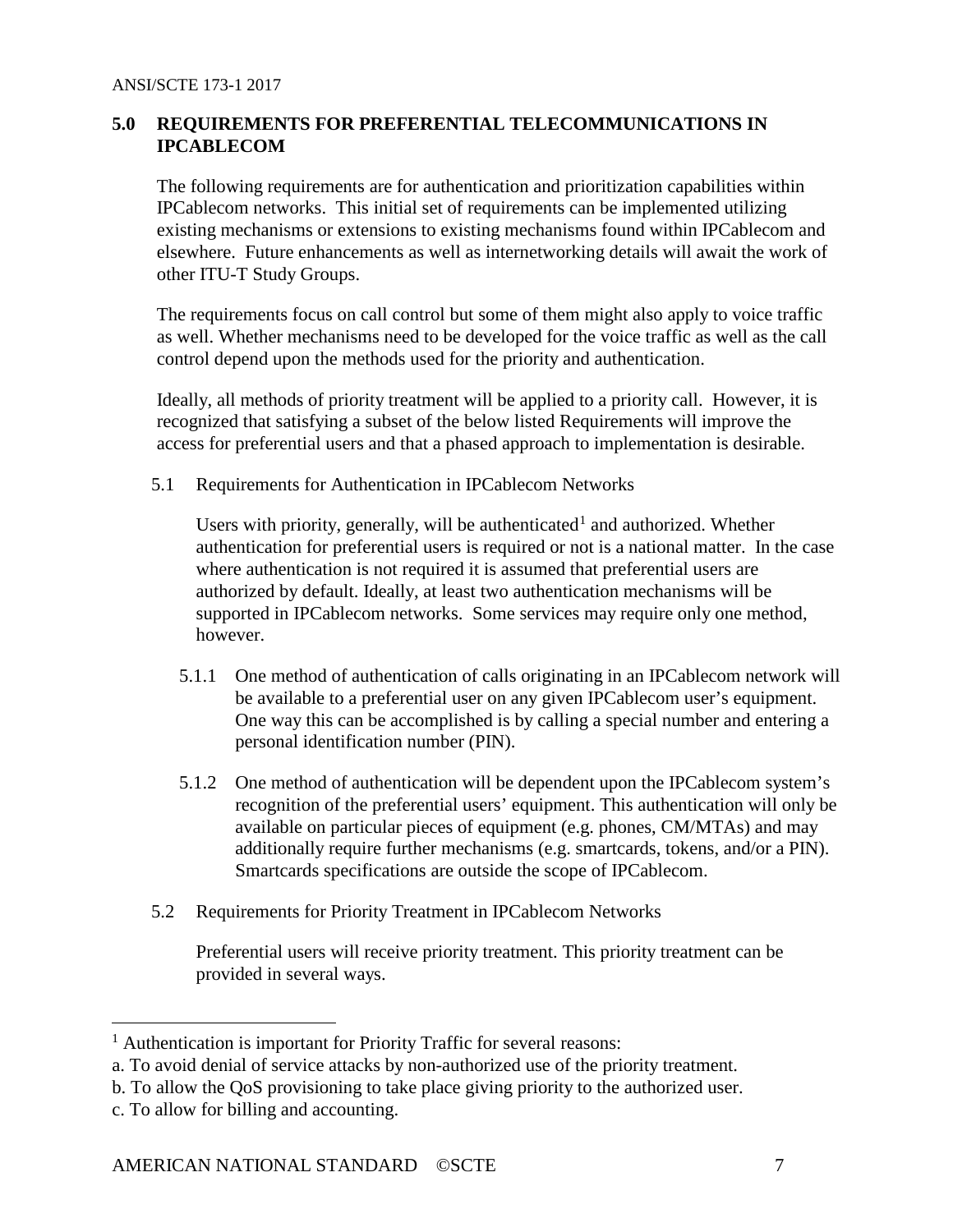## 5.0 REQUIREMENTS FOR PREFERENTIAL TELECOMMUNICATIONS IN IPCABLECOM

The following requirements are for authentication and prioritization capabilities within IPCablecom networks. This initial set of requirements can be implemented utilizing existing mechanisms or extensions to existing mechanisms found within IPCablecom and elsewhere. Future enhancements as well as internetworking details will await the work of other ITU-T Study Groups.

The requirements focus on call control but some of them might also apply to voice traffic as well. Whether mechanisms need to be developed for the voice traffic as well as the call control depend upon the methods used for the priority and authentication.

Ideally, all methods of priority treatment will be applied to a priority call. However, it is recognized that satisfying a subset of the below listed Requirements will improve the access for preferential users and that a phased approach to implementation is desirable.

### 5.1 Requirements for Authentication in IPCablecom Networks

Users with priority, generally, will be authenticated[1] and authorized. Whether authentication for preferential users is required or not is a national matter. In the case where authentication is not required it is assumed that preferential users are authorized by default. Ideally, at least two authentication mechanisms will be supported in IPCablecom networks. Some services may require only one method, however.

5.1.1 One method of authentication of calls originating in an IPCablecom network will be available to a preferential user on any given IPCablecom user's equipment. One way this can be accomplished is by calling a special number and entering a personal identification number (PIN).

5.1.2 One method of authentication will be dependent upon the IPCablecom system's recognition of the preferential users' equipment. This authentication will only be available on particular pieces of equipment (e.g. phones, CM/MTAs) and may additionally require further mechanisms (e.g. smartcards, tokens, and/or a PIN). Smartcards specifications are outside the scope of IPCablecom.

### 5.2 Requirements for Priority Treatment in IPCablecom Networks

Preferential users will receive priority treatment. This priority treatment can be provided in several ways.

---

[1] Authentication is important for Priority Traffic for several reasons:

a. To avoid denial of service attacks by non-authorized use of the priority treatment.

b. To allow the QoS provisioning to take place giving priority to the authorized user.

c. To allow for billing and accounting.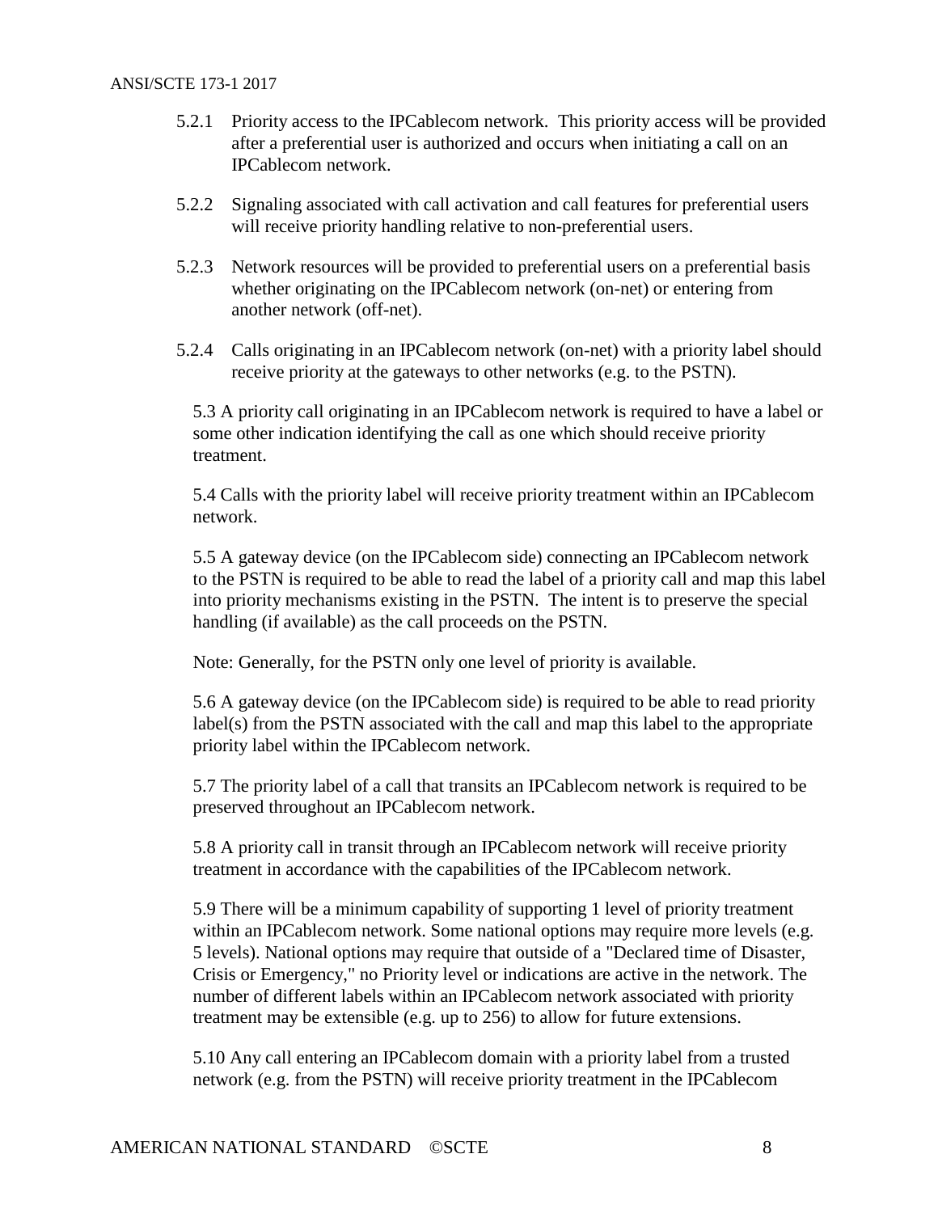5.2.1 Priority access to the IPCablecom network. This priority access will be provided after a preferential user is authorized and occurs when initiating a call on an IPCablecom network.

5.2.2 Signaling associated with call activation and call features for preferential users will receive priority handling relative to non-preferential users.

5.2.3 Network resources will be provided to preferential users on a preferential basis whether originating on the IPCablecom network (on-net) or entering from another network (off-net).

5.2.4 Calls originating in an IPCablecom network (on-net) with a priority label should receive priority at the gateways to other networks (e.g. to the PSTN).

5.3 A priority call originating in an IPCablecom network is required to have a label or some other indication identifying the call as one which should receive priority treatment.

5.4 Calls with the priority label will receive priority treatment within an IPCablecom network.

5.5 A gateway device (on the IPCablecom side) connecting an IPCablecom network to the PSTN is required to be able to read the label of a priority call and map this label into priority mechanisms existing in the PSTN. The intent is to preserve the special handling (if available) as the call proceeds on the PSTN.

Note: Generally, for the PSTN only one level of priority is available.

5.6 A gateway device (on the IPCablecom side) is required to be able to read priority label(s) from the PSTN associated with the call and map this label to the appropriate priority label within the IPCablecom network.

5.7 The priority label of a call that transits an IPCablecom network is required to be preserved throughout an IPCablecom network.

5.8 A priority call in transit through an IPCablecom network will receive priority treatment in accordance with the capabilities of the IPCablecom network.

5.9 There will be a minimum capability of supporting 1 level of priority treatment within an IPCablecom network. Some national options may require more levels (e.g. 5 levels). National options may require that outside of a "Declared time of Disaster, Crisis or Emergency," no Priority level or indications are active in the network. The number of different labels within an IPCablecom network associated with priority treatment may be extensible (e.g. up to 256) to allow for future extensions.

5.10 Any call entering an IPCablecom domain with a priority label from a trusted network (e.g. from the PSTN) will receive priority treatment in the IPCablecom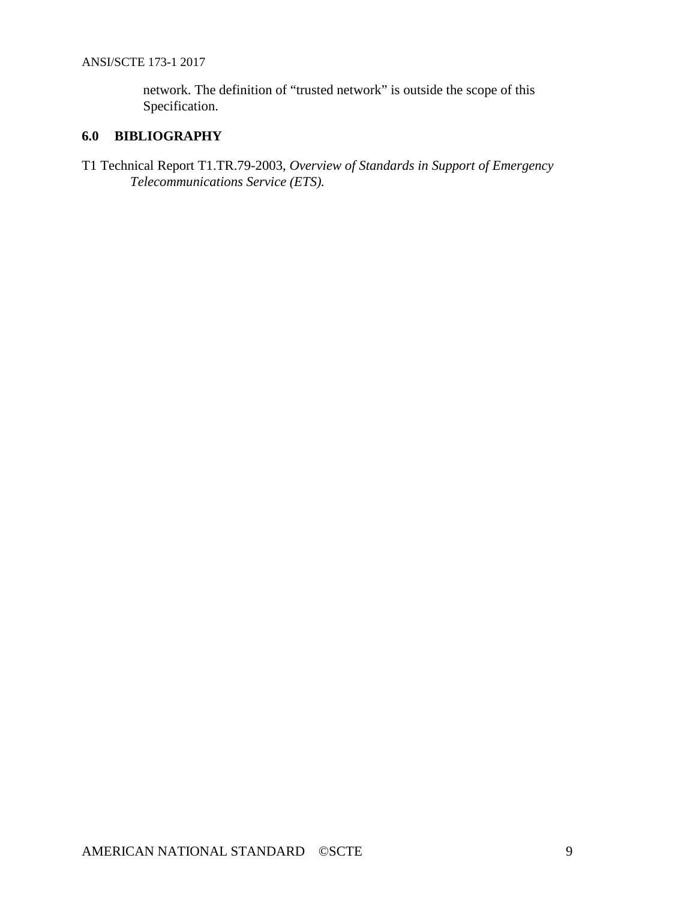network. The definition of "trusted network" is outside the scope of this Specification.

## 6.0 BIBLIOGRAPHY

T1 Technical Report T1.TR.79-2003, *Overview of Standards in Support of Emergency Telecommunications Service (ETS).*